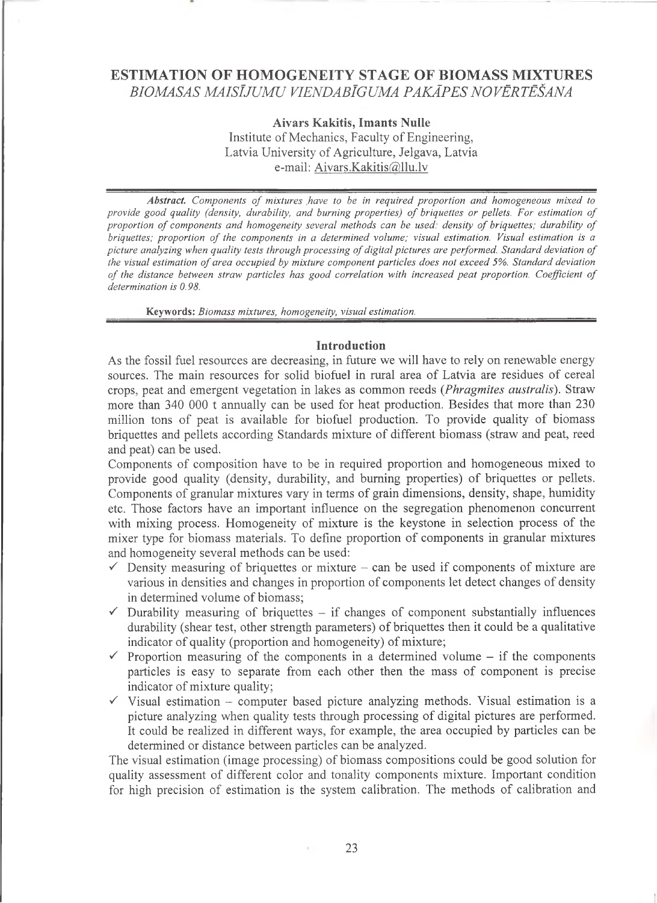# ESTIMATION OF HOMOGENEITY STAGE OF BIOMASS MIXTURES

*BIOMASAS MAISĪJUMU VIENDABĪGUMA PAKĀPES NOVĒRTĒŠANA*

**Aivars Kakitis, Imants Nulle**

Institute of Mechanics, Faculty of Engineering,
Latvia University of Agriculture, Jelgava, Latvia
e-mail: Aivars.Kakitis@llu.lv

***Abstract.*** *Components of mixtures have to be in required proportion and homogeneous mixed to provide good quality (density, durability, and burning properties) of briquettes or pellets. For estimation of proportion of components and homogeneity several methods can be used: density of briquettes; durability of briquettes; proportion of the components in a determined volume; visual estimation. Visual estimation is a picture analyzing when quality tests through processing of digital pictures are performed. Standard deviation of the visual estimation of area occupied by mixture component particles does not exceed 5%. Standard deviation of the distance between straw particles has good correlation with increased peat proportion. Coefficient of determination is 0.98.*

**Keywords:** *Biomass mixtures, homogeneity, visual estimation.*

## Introduction

As the fossil fuel resources are decreasing, in future we will have to rely on renewable energy sources. The main resources for solid biofuel in rural area of Latvia are residues of cereal crops, peat and emergent vegetation in lakes as common reeds (*Phragmites australis*). Straw more than 340 000 t annually can be used for heat production. Besides that more than 230 million tons of peat is available for biofuel production. To provide quality of biomass briquettes and pellets according Standards mixture of different biomass (straw and peat, reed and peat) can be used.

Components of composition have to be in required proportion and homogeneous mixed to provide good quality (density, durability, and burning properties) of briquettes or pellets. Components of granular mixtures vary in terms of grain dimensions, density, shape, humidity etc. Those factors have an important influence on the segregation phenomenon concurrent with mixing process. Homogeneity of mixture is the keystone in selection process of the mixer type for biomass materials. To define proportion of components in granular mixtures and homogeneity several methods can be used:

- ✓ Density measuring of briquettes or mixture – can be used if components of mixture are various in densities and changes in proportion of components let detect changes of density in determined volume of biomass;
- ✓ Durability measuring of briquettes – if changes of component substantially influences durability (shear test, other strength parameters) of briquettes then it could be a qualitative indicator of quality (proportion and homogeneity) of mixture;
- ✓ Proportion measuring of the components in a determined volume – if the components particles is easy to separate from each other then the mass of component is precise indicator of mixture quality;
- ✓ Visual estimation – computer based picture analyzing methods. Visual estimation is a picture analyzing when quality tests through processing of digital pictures are performed. It could be realized in different ways, for example, the area occupied by particles can be determined or distance between particles can be analyzed.

The visual estimation (image processing) of biomass compositions could be good solution for quality assessment of different color and tonality components mixture. Important condition for high precision of estimation is the system calibration. The methods of calibration and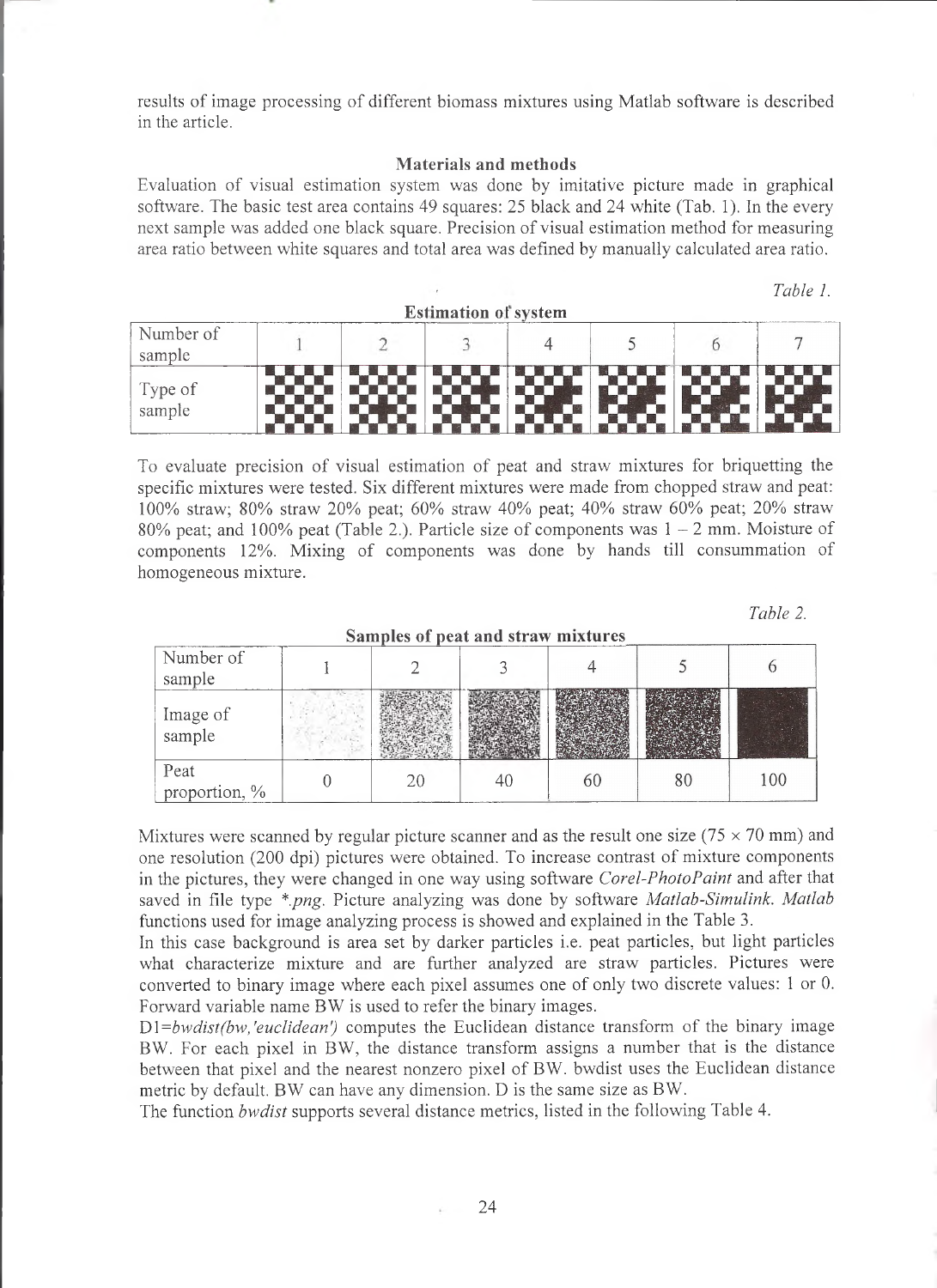results of image processing of different biomass mixtures using Matlab software is described in the article.

## Materials and methods

Evaluation of visual estimation system was done by imitative picture made in graphical software. The basic test area contains 49 squares: 25 black and 24 white (Tab. 1). In the every next sample was added one black square. Precision of visual estimation method for measuring area ratio between white squares and total area was defined by manually calculated area ratio.

*Table 1.*

**Estimation of system**

| Number of sample | 1 | 2 | 3 | 4 | 5 | 6 | 7 |
|---|---|---|---|---|---|---|---|
| Type of sample | | | | | | | |

To evaluate precision of visual estimation of peat and straw mixtures for briquetting the specific mixtures were tested. Six different mixtures were made from chopped straw and peat: 100% straw; 80% straw 20% peat; 60% straw 40% peat; 40% straw 60% peat; 20% straw 80% peat; and 100% peat (Table 2.). Particle size of components was 1 – 2 mm. Moisture of components 12%. Mixing of components was done by hands till consummation of homogeneous mixture.

*Table 2.*

**Samples of peat and straw mixtures**

| Number of sample | 1 | 2 | 3 | 4 | 5 | 6 |
|---|---|---|---|---|---|---|
| Image of sample | | | | | | |
| Peat proportion, % | 0 | 20 | 40 | 60 | 80 | 100 |

Mixtures were scanned by regular picture scanner and as the result one size (75 × 70 mm) and one resolution (200 dpi) pictures were obtained. To increase contrast of mixture components in the pictures, they were changed in one way using software *Corel-PhotoPaint* and after that saved in file type *\*.png*. Picture analyzing was done by software *Matlab-Simulink. Matlab* functions used for image analyzing process is showed and explained in the Table 3.

In this case background is area set by darker particles i.e. peat particles, but light particles what characterize mixture and are further analyzed are straw particles. Pictures were converted to binary image where each pixel assumes one of only two discrete values: 1 or 0. Forward variable name BW is used to refer the binary images.

D1=*bwdist(bw,'euclidean')* computes the Euclidean distance transform of the binary image BW. For each pixel in BW, the distance transform assigns a number that is the distance between that pixel and the nearest nonzero pixel of BW. bwdist uses the Euclidean distance metric by default. BW can have any dimension. D is the same size as BW.

The function *bwdist* supports several distance metrics, listed in the following Table 4.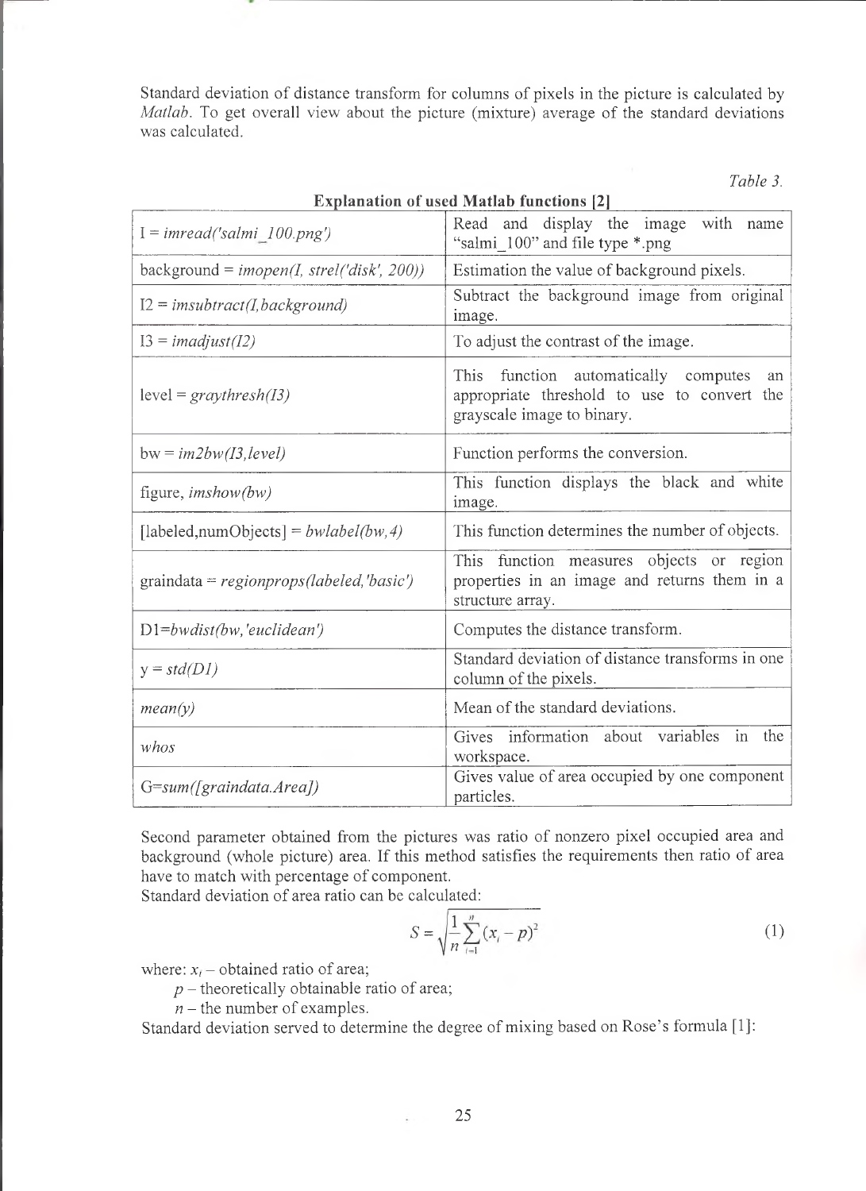Standard deviation of distance transform for columns of pixels in the picture is calculated by *Matlab*. To get overall view about the picture (mixture) average of the standard deviations was calculated.

*Table 3.*

**Explanation of used Matlab functions [2]**

| | |
|---|---|
| I = *imread('salmi_100.png')* | Read and display the image with name "salmi_100" and file type *.png |
| background = *imopen(I, strel('disk', 200))* | Estimation the value of background pixels. |
| I2 = *imsubtract(I,background)* | Subtract the background image from original image. |
| I3 = *imadjust(I2)* | To adjust the contrast of the image. |
| level = *graythresh(I3)* | This function automatically computes an appropriate threshold to use to convert the grayscale image to binary. |
| bw = *im2bw(I3,level)* | Function performs the conversion. |
| figure, *imshow(bw)* | This function displays the black and white image. |
| [labeled,numObjects] = *bwlabel(bw,4)* | This function determines the number of objects. |
| graindata = *regionprops(labeled,'basic')* | This function measures objects or region properties in an image and returns them in a structure array. |
| D1=*bwdist(bw,'euclidean')* | Computes the distance transform. |
| y = *std(D1)* | Standard deviation of distance transforms in one column of the pixels. |
| *mean(y)* | Mean of the standard deviations. |
| *whos* | Gives information about variables in the workspace. |
| G=*sum([graindata.Area])* | Gives value of area occupied by one component particles. |

Second parameter obtained from the pictures was ratio of nonzero pixel occupied area and background (whole picture) area. If this method satisfies the requirements then ratio of area have to match with percentage of component.

Standard deviation of area ratio can be calculated:

$$S = \sqrt{\frac{1}{n}\sum_{i=1}^{n}(x_i - p)^2} \tag{1}$$

where: $x_i$ – obtained ratio of area;

$p$ – theoretically obtainable ratio of area;

$n$ – the number of examples.

Standard deviation served to determine the degree of mixing based on Rose's formula [1]: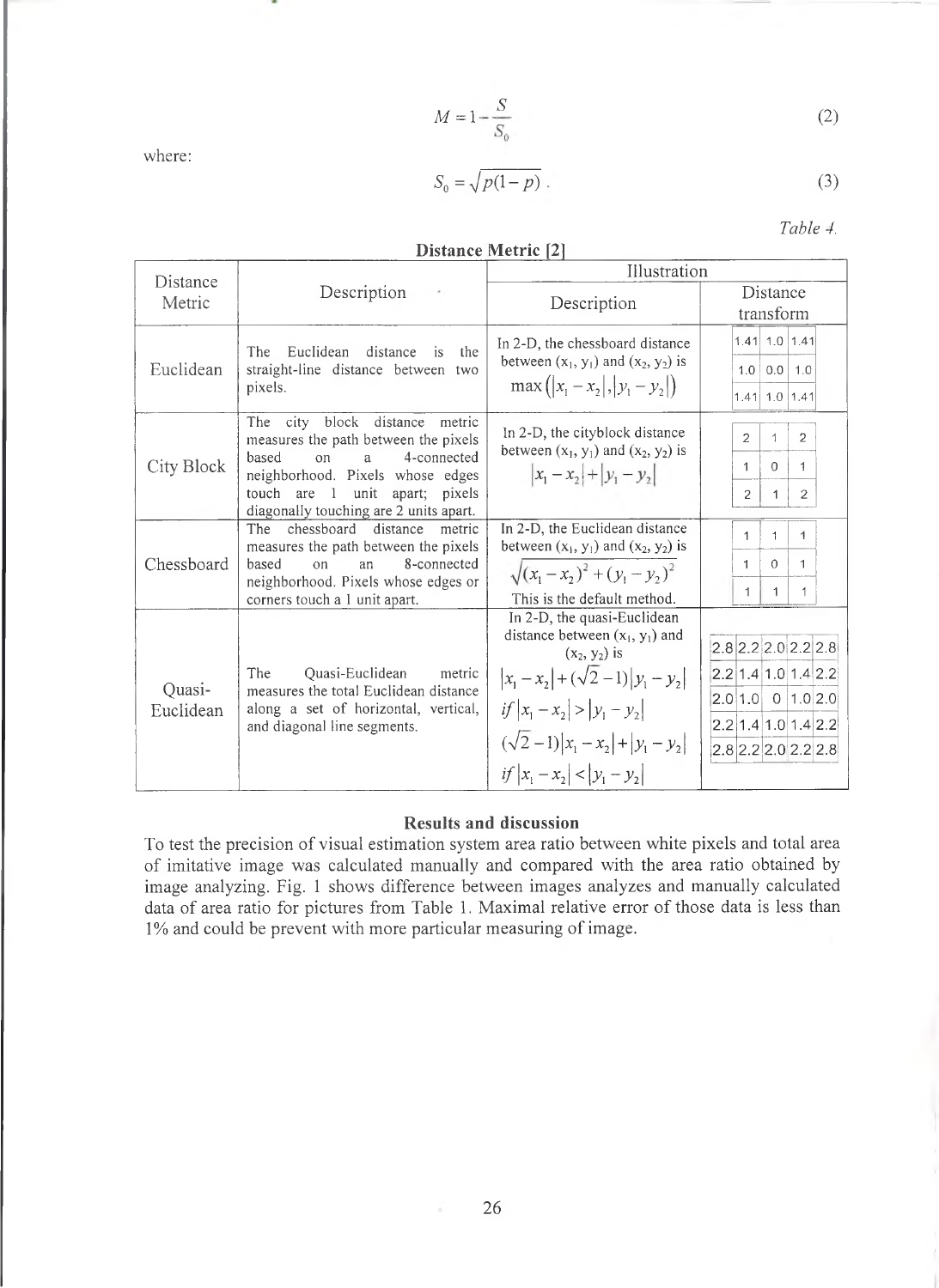$$M = 1 - \frac{S}{S_0} \tag{2}$$

where:

$$S_0 = \sqrt{p(1-p)} \ . \tag{3}$$

*Table 4.*

**Distance Metric [2]**

| Distance Metric | Description | Illustration | |
|---|---|---|---|
| | | Description | Distance transform |
| Euclidean | The Euclidean distance is the straight-line distance between two pixels. | In 2-D, the chessboard distance between ($x_1$, $y_1$) and ($x_2$, $y_2$) is $\max(\lvert x_1 - x_2 \rvert, \lvert y_1 - y_2 \rvert)$ | 1.41 1.0 1.41<br>1.0 0.0 1.0<br>1.41 1.0 1.41 |
| City Block | The city block distance metric measures the path between the pixels based on a 4-connected neighborhood. Pixels whose edges touch are 1 unit apart; pixels diagonally touching are 2 units apart. | In 2-D, the cityblock distance between ($x_1$, $y_1$) and ($x_2$, $y_2$) is $\lvert x_1 - x_2 \rvert + \lvert y_1 - y_2 \rvert$ | 2 1 2<br>1 0 1<br>2 1 2 |
| Chessboard | The chessboard distance metric measures the path between the pixels based on an 8-connected neighborhood. Pixels whose edges or corners touch a 1 unit apart. | In 2-D, the Euclidean distance between ($x_1$, $y_1$) and ($x_2$, $y_2$) is $\sqrt{(x_1 - x_2)^2 + (y_1 - y_2)^2}$ This is the default method. | 1 1 1<br>1 0 1<br>1 1 1 |
| Quasi-Euclidean | The Quasi-Euclidean metric measures the total Euclidean distance along a set of horizontal, vertical, and diagonal line segments. | In 2-D, the quasi-Euclidean distance between ($x_1$, $y_1$) and ($x_2$, $y_2$) is $\lvert x_1 - x_2 \rvert + (\sqrt{2} - 1)\lvert y_1 - y_2 \rvert$ $if \lvert x_1 - x_2 \rvert > \lvert y_1 - y_2 \rvert$ $(\sqrt{2} - 1)\lvert x_1 - x_2 \rvert + \lvert y_1 - y_2 \rvert$ $if \lvert x_1 - x_2 \rvert < \lvert y_1 - y_2 \rvert$ | 2.8 2.2 2.0 2.2 2.8<br>2.2 1.4 1.0 1.4 2.2<br>2.0 1.0 0 1.0 2.0<br>2.2 1.4 1.0 1.4 2.2<br>2.8 2.2 2.0 2.2 2.8 |

## Results and discussion

To test the precision of visual estimation system area ratio between white pixels and total area of imitative image was calculated manually and compared with the area ratio obtained by image analyzing. Fig. 1 shows difference between images analyzes and manually calculated data of area ratio for pictures from Table 1. Maximal relative error of those data is less than 1% and could be prevent with more particular measuring of image.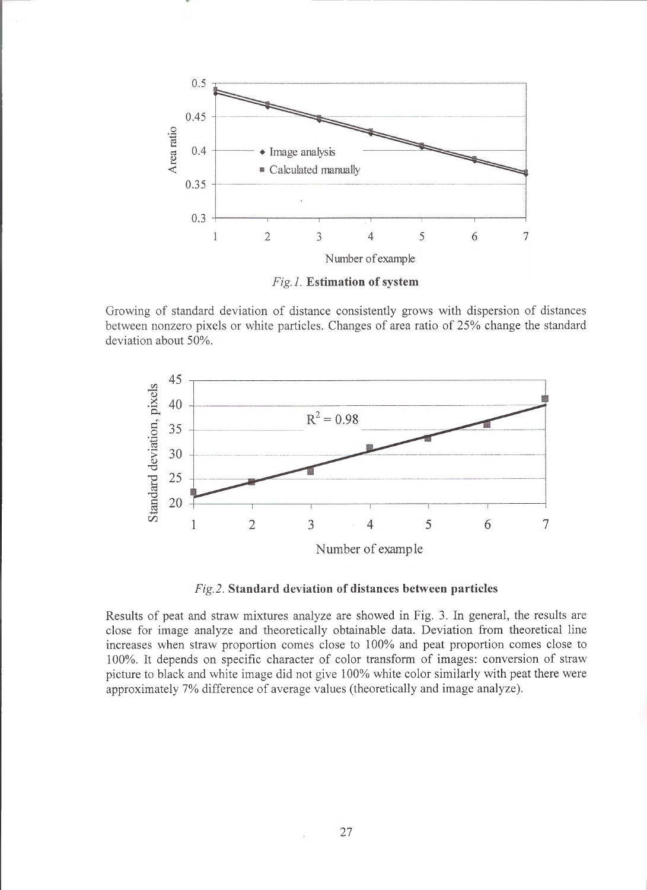*Fig.1.* **Estimation of system**

Growing of standard deviation of distance consistently grows with dispersion of distances between nonzero pixels or white particles. Changes of area ratio of 25% change the standard deviation about 50%.

*Fig.2.* **Standard deviation of distances between particles**

Results of peat and straw mixtures analyze are showed in Fig. 3. In general, the results are close for image analyze and theoretically obtainable data. Deviation from theoretical line increases when straw proportion comes close to 100% and peat proportion comes close to 100%. It depends on specific character of color transform of images: conversion of straw picture to black and white image did not give 100% white color similarly with peat there were approximately 7% difference of average values (theoretically and image analyze).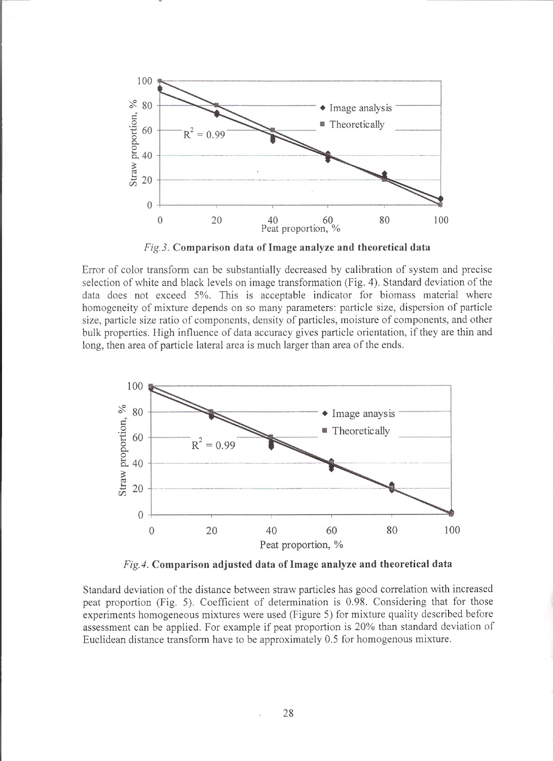*Fig.3.* **Comparison data of Image analyze and theoretical data**

Error of color transform can be substantially decreased by calibration of system and precise selection of white and black levels on image transformation (Fig. 4). Standard deviation of the data does not exceed 5%. This is acceptable indicator for biomass material where homogeneity of mixture depends on so many parameters: particle size, dispersion of particle size, particle size ratio of components, density of particles, moisture of components, and other bulk properties. High influence of data accuracy gives particle orientation, if they are thin and long, then area of particle lateral area is much larger than area of the ends.

*Fig.4.* **Comparison adjusted data of Image analyze and theoretical data**

Standard deviation of the distance between straw particles has good correlation with increased peat proportion (Fig. 5). Coefficient of determination is 0.98. Considering that for those experiments homogeneous mixtures were used (Figure 5) for mixture quality described before assessment can be applied. For example if peat proportion is 20% than standard deviation of Euclidean distance transform have to be approximately 0.5 for homogenous mixture.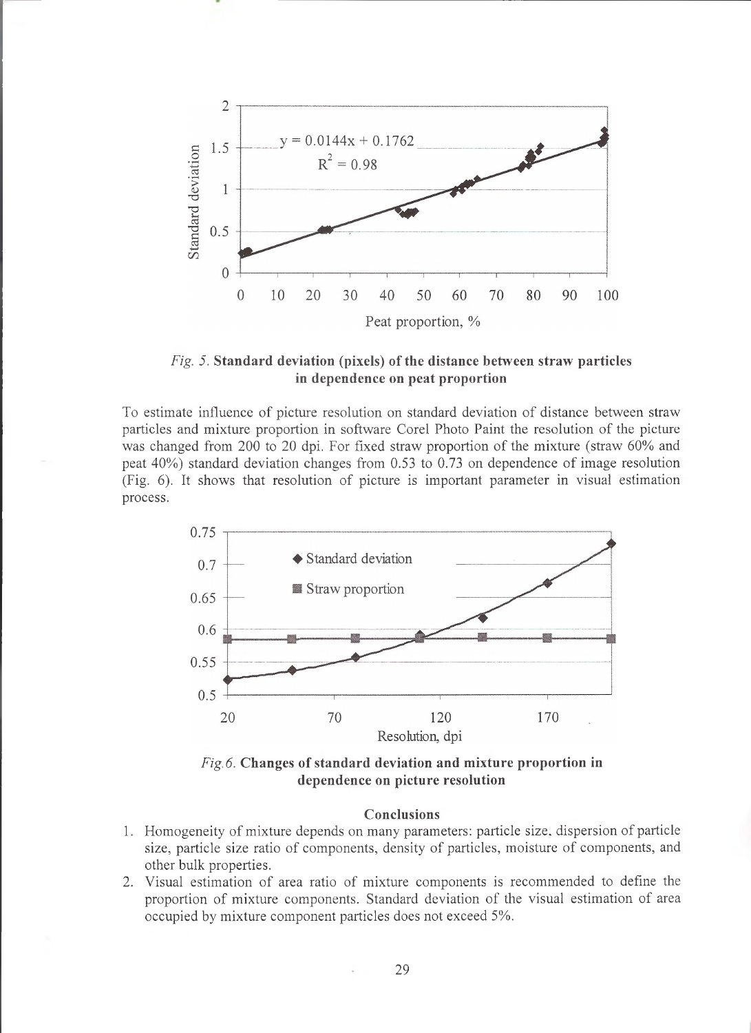*Fig. 5.* **Standard deviation (pixels) of the distance between straw particles in dependence on peat proportion**

To estimate influence of picture resolution on standard deviation of distance between straw particles and mixture proportion in software Corel Photo Paint the resolution of the picture was changed from 200 to 20 dpi. For fixed straw proportion of the mixture (straw 60% and peat 40%) standard deviation changes from 0.53 to 0.73 on dependence of image resolution (Fig. 6). It shows that resolution of picture is important parameter in visual estimation process.

*Fig.6.* **Changes of standard deviation and mixture proportion in dependence on picture resolution**

### Conclusions

1. Homogeneity of mixture depends on many parameters: particle size, dispersion of particle size, particle size ratio of components, density of particles, moisture of components, and other bulk properties.
2. Visual estimation of area ratio of mixture components is recommended to define the proportion of mixture components. Standard deviation of the visual estimation of area occupied by mixture component particles does not exceed 5%.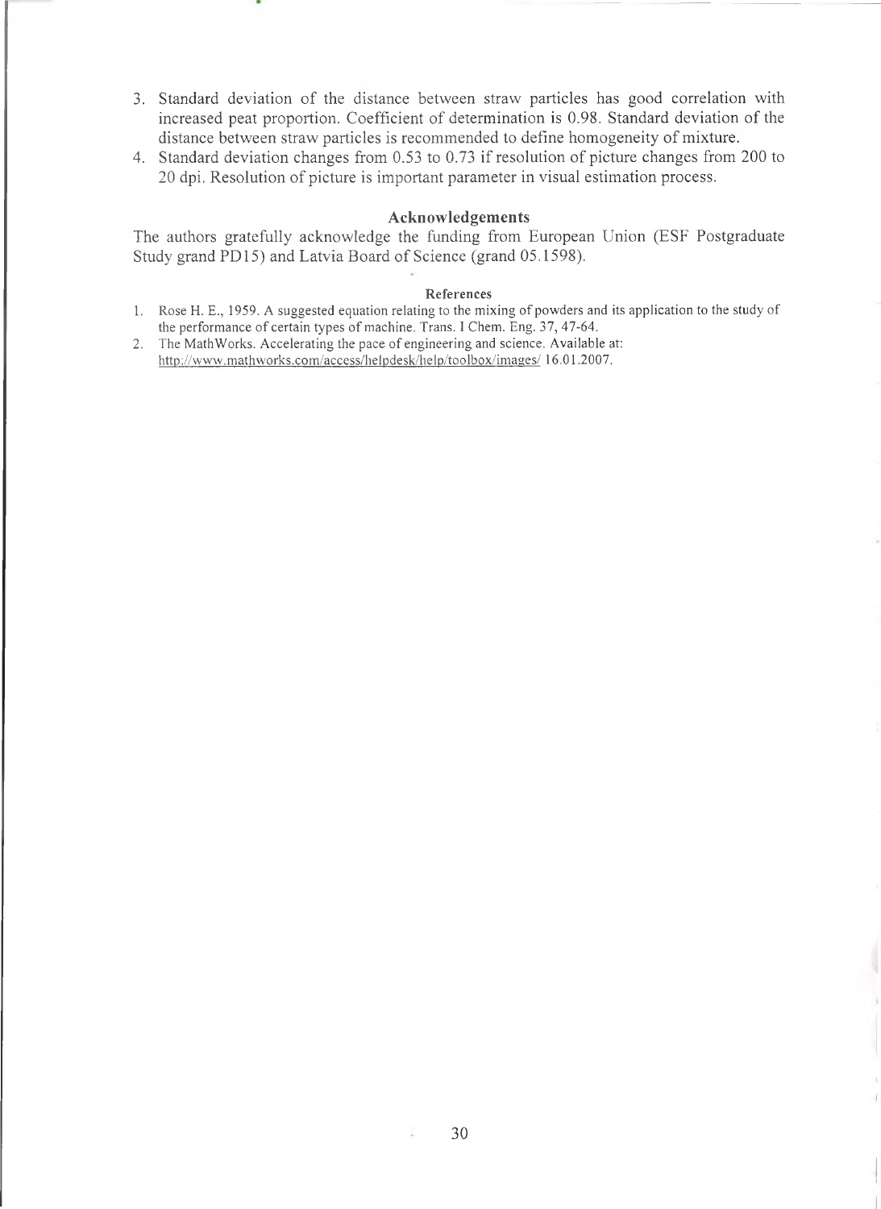3. Standard deviation of the distance between straw particles has good correlation with increased peat proportion. Coefficient of determination is 0.98. Standard deviation of the distance between straw particles is recommended to define homogeneity of mixture.
4. Standard deviation changes from 0.53 to 0.73 if resolution of picture changes from 200 to 20 dpi. Resolution of picture is important parameter in visual estimation process.

## Acknowledgements

The authors gratefully acknowledge the funding from European Union (ESF Postgraduate Study grand PD15) and Latvia Board of Science (grand 05.1598).

### References

1. Rose H. E., 1959. A suggested equation relating to the mixing of powders and its application to the study of the performance of certain types of machine. Trans. I Chem. Eng. 37, 47-64.
2. The MathWorks. Accelerating the pace of engineering and science. Available at: http://www.mathworks.com/access/helpdesk/help/toolbox/images/ 16.01.2007.